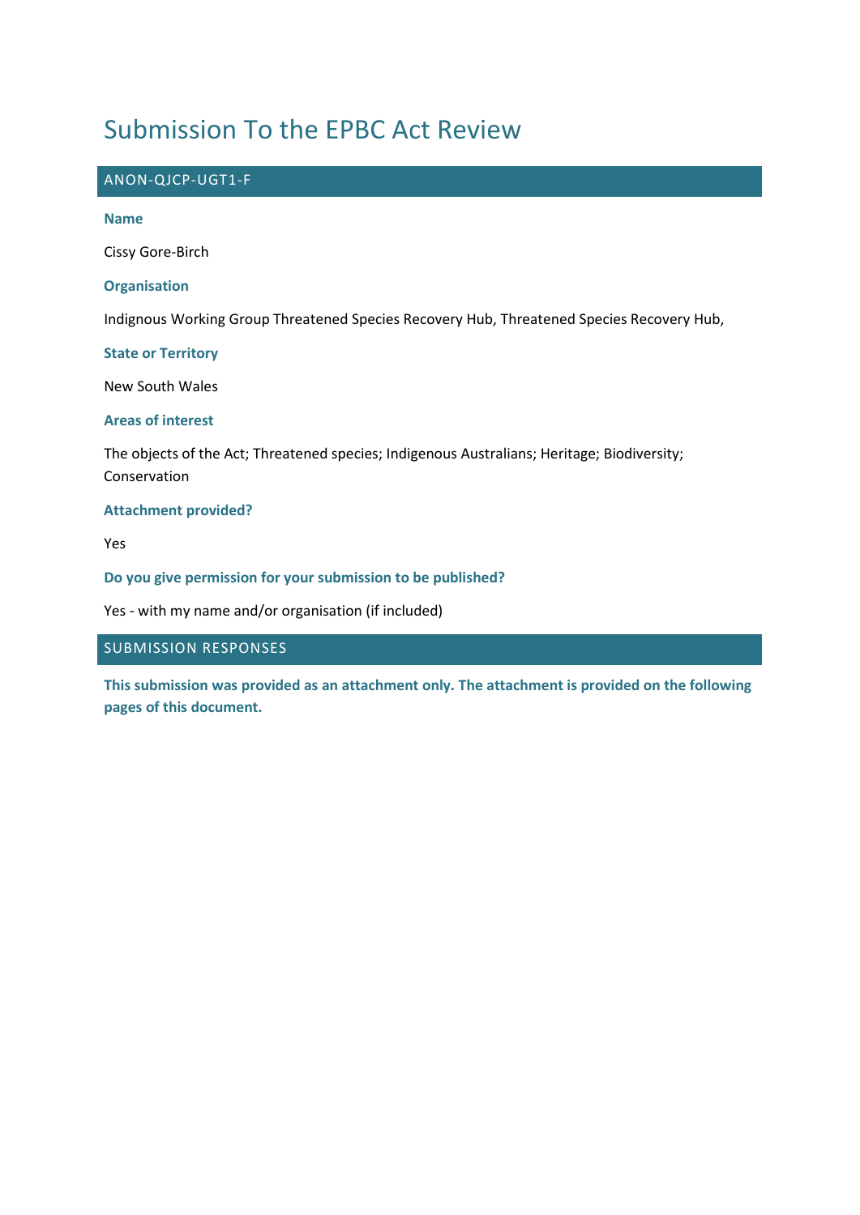# Submission To the EPBC Act Review

## ANON-QJCP-UGT1-F

**Name**

Cissy Gore-Birch

**Organisation**

Indignous Working Group Threatened Species Recovery Hub, Threatened Species Recovery Hub,

**State or Territory**

New South Wales

**Areas of interest**

The objects of the Act; Threatened species; Indigenous Australians; Heritage; Biodiversity; Conservation

**Attachment provided?**

Yes

**Do you give permission for your submission to be published?**

Yes - with my name and/or organisation (if included)

## SUBMISSION RESPONSES

**This submission was provided as an attachment only. The attachment is provided on the following pages of this document.**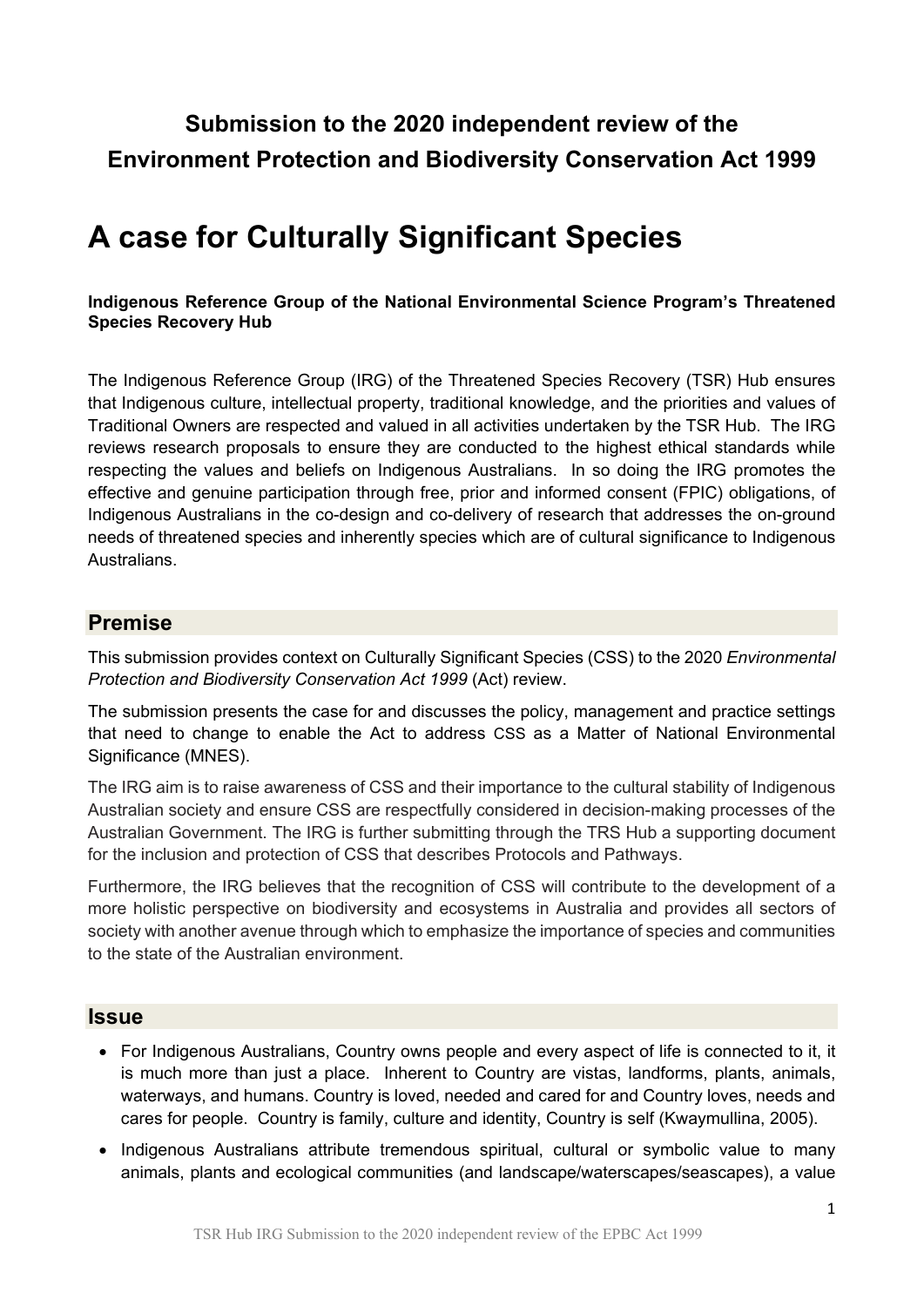## Submission to the 2020 independent review of the Environment Protection and Biodiversity Conservation Act 1999

# A case for Culturally Significant Species

**Indigenous Reference Group of the National Environmental Science Program's Threatened Species Recovery Hub**

The Indigenous Reference Group (IRG) of the Threatened Species Recovery (TSR) Hub ensures that Indigenous culture, intellectual property, traditional knowledge, and the priorities and values of Traditional Owners are respected and valued in all activities undertaken by the TSR Hub. The IRG reviews research proposals to ensure they are conducted to the highest ethical standards while respecting the values and beliefs on Indigenous Australians. In so doing the IRG promotes the effective and genuine participation through free, prior and informed consent (FPIC) obligations, of Indigenous Australians in the co-design and co-delivery of research that addresses the on-ground needs of threatened species and inherently species which are of cultural significance to Indigenous Australians.

## Premise

This submission provides context on Culturally Significant Species (CSS) to the 2020 *Environmental Protection and Biodiversity Conservation Act 1999* (Act) review.

The submission presents the case for and discusses the policy, management and practice settings that need to change to enable the Act to address CSS as a Matter of National Environmental Significance (MNES).

The IRG aim is to raise awareness of CSS and their importance to the cultural stability of Indigenous Australian society and ensure CSS are respectfully considered in decision-making processes of the Australian Government. The IRG is further submitting through the TRS Hub a supporting document for the inclusion and protection of CSS that describes Protocols and Pathways.

Furthermore, the IRG believes that the recognition of CSS will contribute to the development of a more holistic perspective on biodiversity and ecosystems in Australia and provides all sectors of society with another avenue through which to emphasize the importance of species and communities to the state of the Australian environment.

## Issue

- For Indigenous Australians, Country owns people and every aspect of life is connected to it, it is much more than just a place. Inherent to Country are vistas, landforms, plants, animals, waterways, and humans. Country is loved, needed and cared for and Country loves, needs and cares for people. Country is family, culture and identity, Country is self (Kwaymullina, 2005).
- Indigenous Australians attribute tremendous spiritual, cultural or symbolic value to many animals, plants and ecological communities (and landscape/waterscapes/seascapes), a value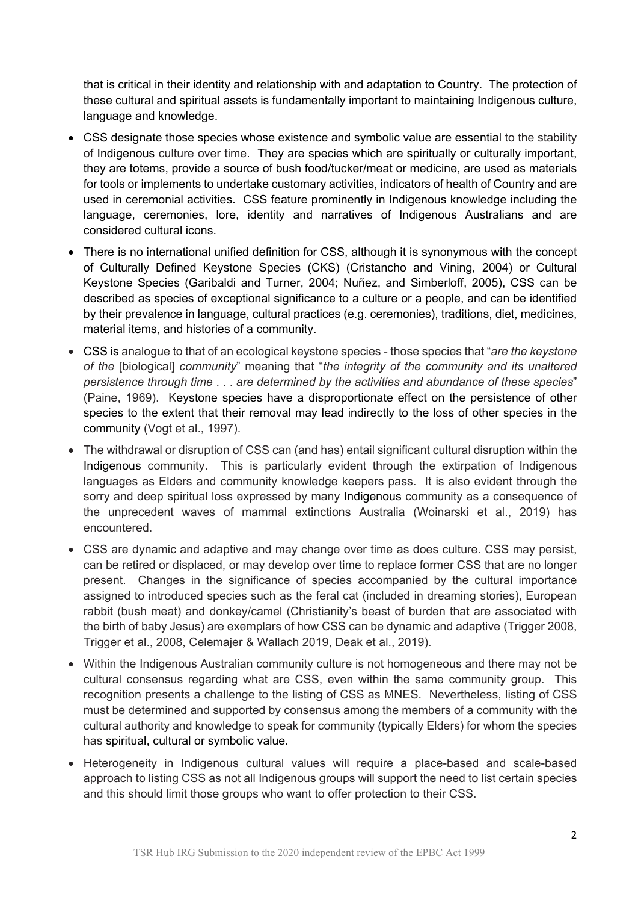that is critical in their identity and relationship with and adaptation to Country. The protection of these cultural and spiritual assets is fundamentally important to maintaining Indigenous culture, language and knowledge.

- CSS designate those species whose existence and symbolic value are essential to the stability of Indigenous culture over time. They are species which are spiritually or culturally important, they are totems, provide a source of bush food/tucker/meat or medicine, are used as materials for tools or implements to undertake customary activities, indicators of health of Country and are used in ceremonial activities. CSS feature prominently in Indigenous knowledge including the language, ceremonies, lore, identity and narratives of Indigenous Australians and are considered cultural icons.
- There is no international unified definition for CSS, although it is synonymous with the concept of Culturally Defined Keystone Species (CKS) (Cristancho and Vining, 2004) or Cultural Keystone Species (Garibaldi and Turner, 2004; Nuñez, and Simberloff, 2005), CSS can be described as species of exceptional significance to a culture or a people, and can be identified by their prevalence in language, cultural practices (e.g. ceremonies), traditions, diet, medicines, material items, and histories of a community.
- CSS is analogue to that of an ecological keystone species - those species that "*are the keystone of the* [biological] *community*" meaning that "*the integrity of the community and its unaltered persistence through time . . . are determined by the activities and abundance of these species*" (Paine, 1969). Keystone species have a disproportionate effect on the persistence of other species to the extent that their removal may lead indirectly to the loss of other species in the community (Vogt et al., 1997).
- The withdrawal or disruption of CSS can (and has) entail significant cultural disruption within the Indigenous community. This is particularly evident through the extirpation of Indigenous languages as Elders and community knowledge keepers pass. It is also evident through the sorry and deep spiritual loss expressed by many Indigenous community as a consequence of the unprecedent waves of mammal extinctions Australia (Woinarski et al., 2019) has encountered.
- CSS are dynamic and adaptive and may change over time as does culture. CSS may persist, can be retired or displaced, or may develop over time to replace former CSS that are no longer present. Changes in the significance of species accompanied by the cultural importance assigned to introduced species such as the feral cat (included in dreaming stories), European rabbit (bush meat) and donkey/camel (Christianity's beast of burden that are associated with the birth of baby Jesus) are exemplars of how CSS can be dynamic and adaptive (Trigger 2008, Trigger et al., 2008, Celemajer & Wallach 2019, Deak et al., 2019).
- Within the Indigenous Australian community culture is not homogeneous and there may not be cultural consensus regarding what are CSS, even within the same community group. This recognition presents a challenge to the listing of CSS as MNES. Nevertheless, listing of CSS must be determined and supported by consensus among the members of a community with the cultural authority and knowledge to speak for community (typically Elders) for whom the species has spiritual, cultural or symbolic value.
- Heterogeneity in Indigenous cultural values will require a place-based and scale-based approach to listing CSS as not all Indigenous groups will support the need to list certain species and this should limit those groups who want to offer protection to their CSS.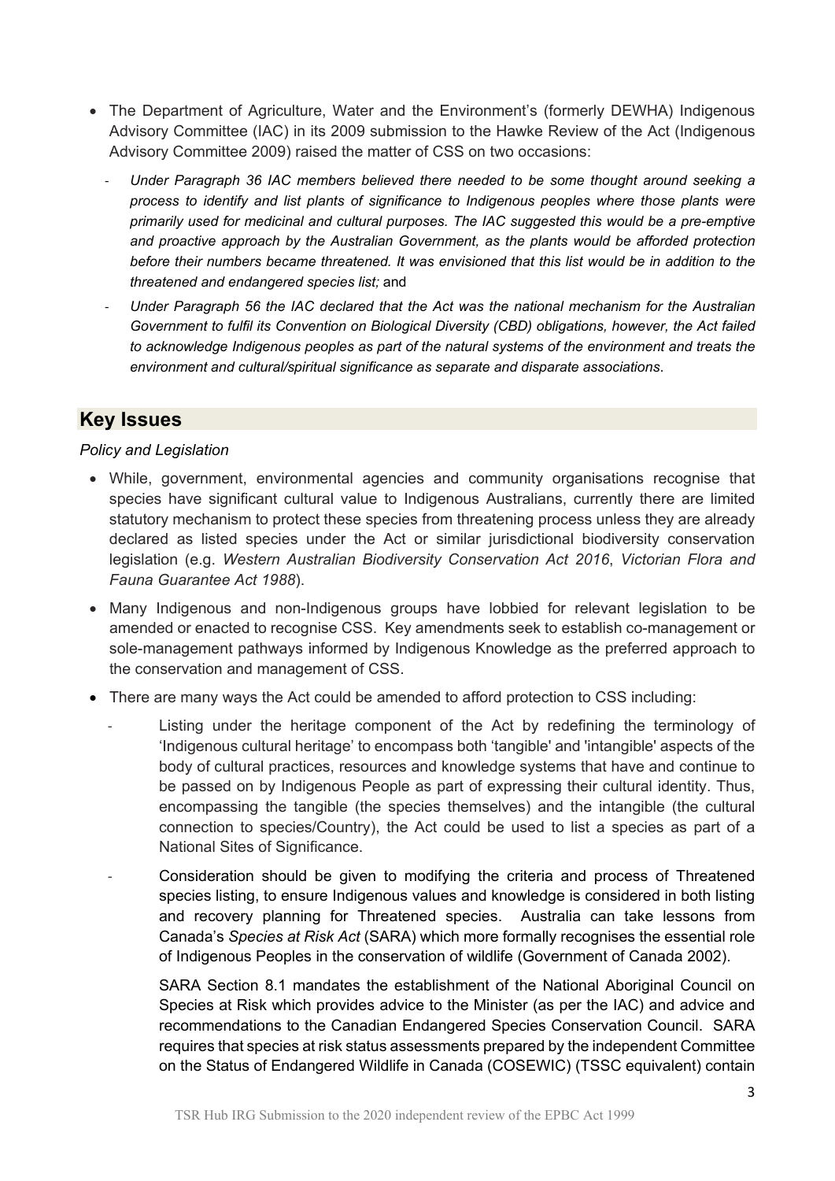- The Department of Agriculture, Water and the Environment's (formerly DEWHA) Indigenous Advisory Committee (IAC) in its 2009 submission to the Hawke Review of the Act (Indigenous Advisory Committee 2009) raised the matter of CSS on two occasions:
  - *Under Paragraph 36 IAC members believed there needed to be some thought around seeking a process to identify and list plants of significance to Indigenous peoples where those plants were primarily used for medicinal and cultural purposes. The IAC suggested this would be a pre-emptive and proactive approach by the Australian Government, as the plants would be afforded protection before their numbers became threatened. It was envisioned that this list would be in addition to the threatened and endangered species list;* and
  - *Under Paragraph 56 the IAC declared that the Act was the national mechanism for the Australian Government to fulfil its Convention on Biological Diversity (CBD) obligations, however, the Act failed to acknowledge Indigenous peoples as part of the natural systems of the environment and treats the environment and cultural/spiritual significance as separate and disparate associations*.

## Key Issues

*Policy and Legislation*

- While, government, environmental agencies and community organisations recognise that species have significant cultural value to Indigenous Australians, currently there are limited statutory mechanism to protect these species from threatening process unless they are already declared as listed species under the Act or similar jurisdictional biodiversity conservation legislation (e.g. *Western Australian Biodiversity Conservation Act 2016*, *Victorian Flora and Fauna Guarantee Act 1988*).
- Many Indigenous and non-Indigenous groups have lobbied for relevant legislation to be amended or enacted to recognise CSS. Key amendments seek to establish co-management or sole-management pathways informed by Indigenous Knowledge as the preferred approach to the conservation and management of CSS.
- There are many ways the Act could be amended to afford protection to CSS including:
  - Listing under the heritage component of the Act by redefining the terminology of 'Indigenous cultural heritage' to encompass both 'tangible' and 'intangible' aspects of the body of cultural practices, resources and knowledge systems that have and continue to be passed on by Indigenous People as part of expressing their cultural identity. Thus, encompassing the tangible (the species themselves) and the intangible (the cultural connection to species/Country), the Act could be used to list a species as part of a National Sites of Significance.
  - Consideration should be given to modifying the criteria and process of Threatened species listing, to ensure Indigenous values and knowledge is considered in both listing and recovery planning for Threatened species. Australia can take lessons from Canada's *Species at Risk Act* (SARA) which more formally recognises the essential role of Indigenous Peoples in the conservation of wildlife (Government of Canada 2002).

    SARA Section 8.1 mandates the establishment of the National Aboriginal Council on Species at Risk which provides advice to the Minister (as per the IAC) and advice and recommendations to the Canadian Endangered Species Conservation Council. SARA requires that species at risk status assessments prepared by the independent Committee on the Status of Endangered Wildlife in Canada (COSEWIC) (TSSC equivalent) contain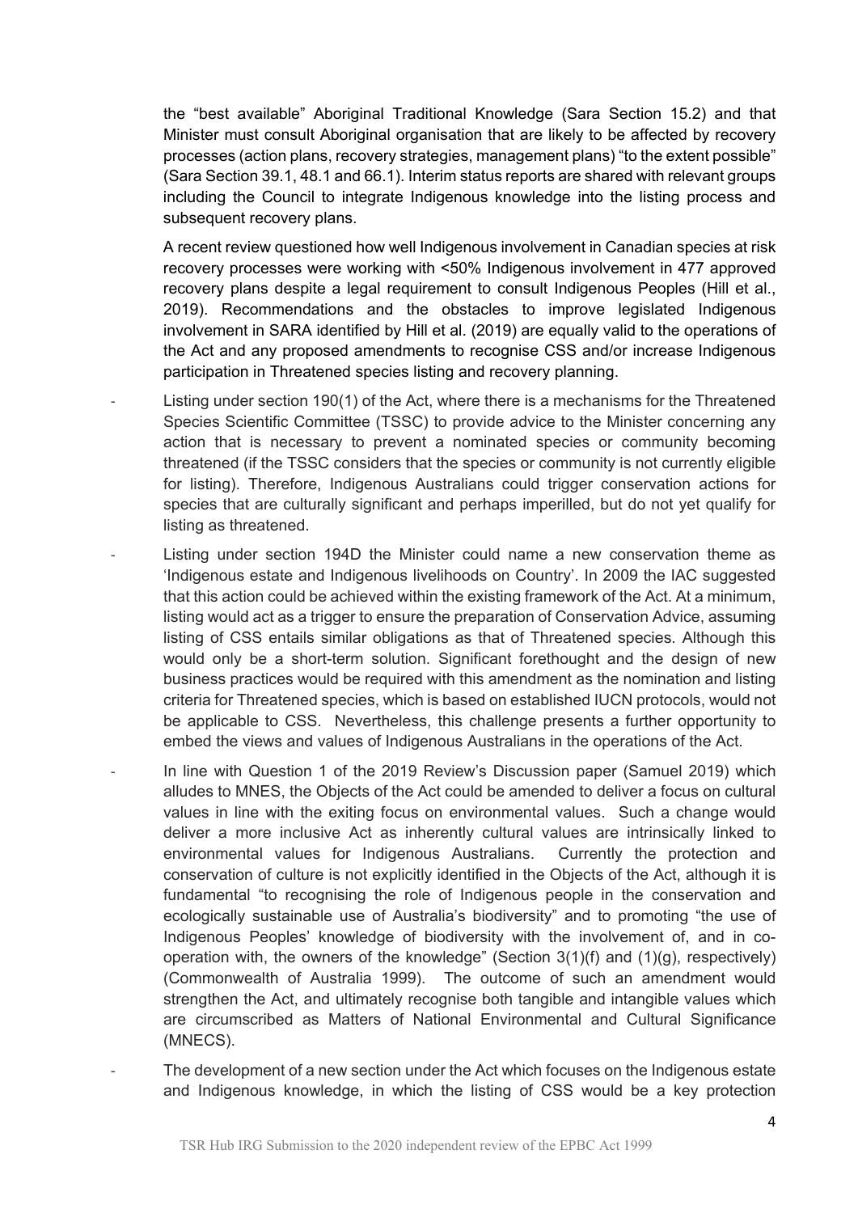the "best available" Aboriginal Traditional Knowledge (Sara Section 15.2) and that Minister must consult Aboriginal organisation that are likely to be affected by recovery processes (action plans, recovery strategies, management plans) "to the extent possible" (Sara Section 39.1, 48.1 and 66.1). Interim status reports are shared with relevant groups including the Council to integrate Indigenous knowledge into the listing process and subsequent recovery plans.

A recent review questioned how well Indigenous involvement in Canadian species at risk recovery processes were working with <50% Indigenous involvement in 477 approved recovery plans despite a legal requirement to consult Indigenous Peoples (Hill et al., 2019). Recommendations and the obstacles to improve legislated Indigenous involvement in SARA identified by Hill et al. (2019) are equally valid to the operations of the Act and any proposed amendments to recognise CSS and/or increase Indigenous participation in Threatened species listing and recovery planning.

- Listing under section 190(1) of the Act, where there is a mechanisms for the Threatened Species Scientific Committee (TSSC) to provide advice to the Minister concerning any action that is necessary to prevent a nominated species or community becoming threatened (if the TSSC considers that the species or community is not currently eligible for listing). Therefore, Indigenous Australians could trigger conservation actions for species that are culturally significant and perhaps imperilled, but do not yet qualify for listing as threatened.
- Listing under section 194D the Minister could name a new conservation theme as 'Indigenous estate and Indigenous livelihoods on Country'. In 2009 the IAC suggested that this action could be achieved within the existing framework of the Act. At a minimum, listing would act as a trigger to ensure the preparation of Conservation Advice, assuming listing of CSS entails similar obligations as that of Threatened species. Although this would only be a short-term solution. Significant forethought and the design of new business practices would be required with this amendment as the nomination and listing criteria for Threatened species, which is based on established IUCN protocols, would not be applicable to CSS. Nevertheless, this challenge presents a further opportunity to embed the views and values of Indigenous Australians in the operations of the Act.
- In line with Question 1 of the 2019 Review's Discussion paper (Samuel 2019) which alludes to MNES, the Objects of the Act could be amended to deliver a focus on cultural values in line with the exiting focus on environmental values. Such a change would deliver a more inclusive Act as inherently cultural values are intrinsically linked to environmental values for Indigenous Australians. Currently the protection and conservation of culture is not explicitly identified in the Objects of the Act, although it is fundamental "to recognising the role of Indigenous people in the conservation and ecologically sustainable use of Australia's biodiversity" and to promoting "the use of Indigenous Peoples' knowledge of biodiversity with the involvement of, and in co-operation with, the owners of the knowledge" (Section 3(1)(f) and (1)(g), respectively) (Commonwealth of Australia 1999). The outcome of such an amendment would strengthen the Act, and ultimately recognise both tangible and intangible values which are circumscribed as Matters of National Environmental and Cultural Significance (MNECS).
- The development of a new section under the Act which focuses on the Indigenous estate and Indigenous knowledge, in which the listing of CSS would be a key protection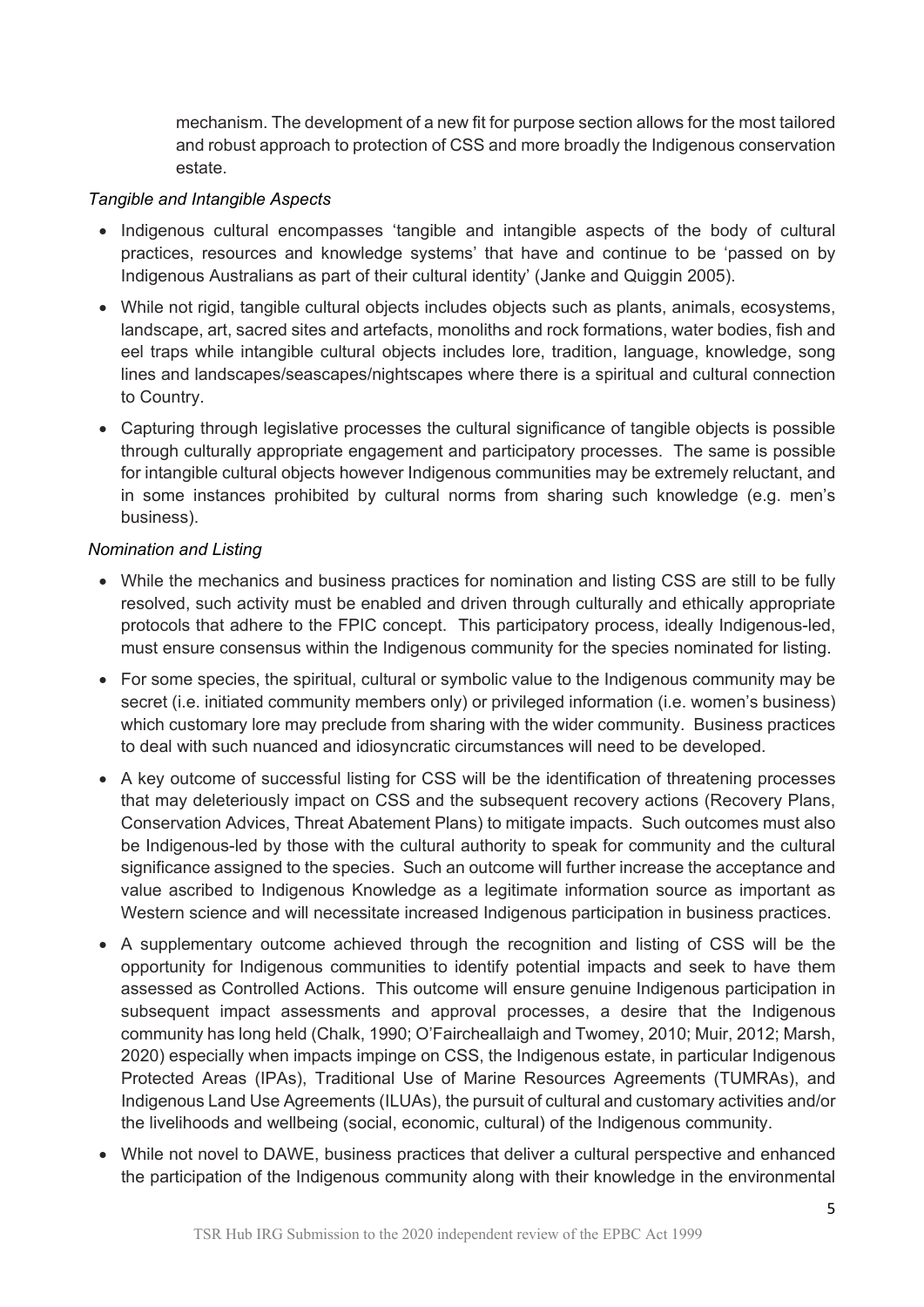mechanism. The development of a new fit for purpose section allows for the most tailored and robust approach to protection of CSS and more broadly the Indigenous conservation estate.

*Tangible and Intangible Aspects*

- Indigenous cultural encompasses 'tangible and intangible aspects of the body of cultural practices, resources and knowledge systems' that have and continue to be 'passed on by Indigenous Australians as part of their cultural identity' (Janke and Quiggin 2005).
- While not rigid, tangible cultural objects includes objects such as plants, animals, ecosystems, landscape, art, sacred sites and artefacts, monoliths and rock formations, water bodies, fish and eel traps while intangible cultural objects includes lore, tradition, language, knowledge, song lines and landscapes/seascapes/nightscapes where there is a spiritual and cultural connection to Country.
- Capturing through legislative processes the cultural significance of tangible objects is possible through culturally appropriate engagement and participatory processes. The same is possible for intangible cultural objects however Indigenous communities may be extremely reluctant, and in some instances prohibited by cultural norms from sharing such knowledge (e.g. men's business).

*Nomination and Listing*

- While the mechanics and business practices for nomination and listing CSS are still to be fully resolved, such activity must be enabled and driven through culturally and ethically appropriate protocols that adhere to the FPIC concept. This participatory process, ideally Indigenous-led, must ensure consensus within the Indigenous community for the species nominated for listing.
- For some species, the spiritual, cultural or symbolic value to the Indigenous community may be secret (i.e. initiated community members only) or privileged information (i.e. women's business) which customary lore may preclude from sharing with the wider community. Business practices to deal with such nuanced and idiosyncratic circumstances will need to be developed.
- A key outcome of successful listing for CSS will be the identification of threatening processes that may deleteriously impact on CSS and the subsequent recovery actions (Recovery Plans, Conservation Advices, Threat Abatement Plans) to mitigate impacts. Such outcomes must also be Indigenous-led by those with the cultural authority to speak for community and the cultural significance assigned to the species. Such an outcome will further increase the acceptance and value ascribed to Indigenous Knowledge as a legitimate information source as important as Western science and will necessitate increased Indigenous participation in business practices.
- A supplementary outcome achieved through the recognition and listing of CSS will be the opportunity for Indigenous communities to identify potential impacts and seek to have them assessed as Controlled Actions. This outcome will ensure genuine Indigenous participation in subsequent impact assessments and approval processes, a desire that the Indigenous community has long held (Chalk, 1990; O'Faircheallaigh and Twomey, 2010; Muir, 2012; Marsh, 2020) especially when impacts impinge on CSS, the Indigenous estate, in particular Indigenous Protected Areas (IPAs), Traditional Use of Marine Resources Agreements (TUMRAs), and Indigenous Land Use Agreements (ILUAs), the pursuit of cultural and customary activities and/or the livelihoods and wellbeing (social, economic, cultural) of the Indigenous community.
- While not novel to DAWE, business practices that deliver a cultural perspective and enhanced the participation of the Indigenous community along with their knowledge in the environmental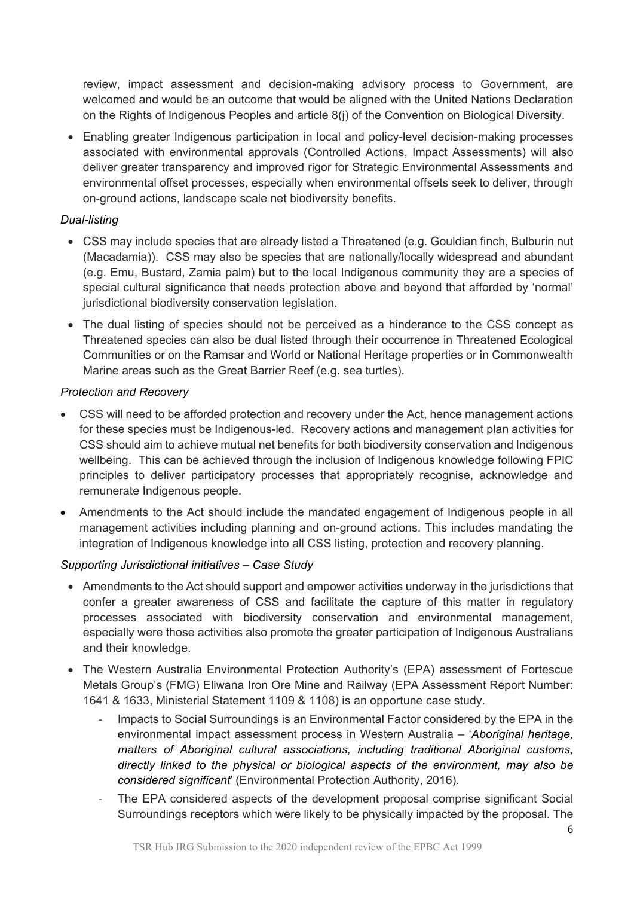review, impact assessment and decision-making advisory process to Government, are welcomed and would be an outcome that would be aligned with the United Nations Declaration on the Rights of Indigenous Peoples and article 8(j) of the Convention on Biological Diversity.

- Enabling greater Indigenous participation in local and policy-level decision-making processes associated with environmental approvals (Controlled Actions, Impact Assessments) will also deliver greater transparency and improved rigor for Strategic Environmental Assessments and environmental offset processes, especially when environmental offsets seek to deliver, through on-ground actions, landscape scale net biodiversity benefits.

*Dual-listing*

- CSS may include species that are already listed a Threatened (e.g. Gouldian finch, Bulburin nut (Macadamia)). CSS may also be species that are nationally/locally widespread and abundant (e.g. Emu, Bustard, Zamia palm) but to the local Indigenous community they are a species of special cultural significance that needs protection above and beyond that afforded by 'normal' jurisdictional biodiversity conservation legislation.
- The dual listing of species should not be perceived as a hinderance to the CSS concept as Threatened species can also be dual listed through their occurrence in Threatened Ecological Communities or on the Ramsar and World or National Heritage properties or in Commonwealth Marine areas such as the Great Barrier Reef (e.g. sea turtles).

*Protection and Recovery*

- CSS will need to be afforded protection and recovery under the Act, hence management actions for these species must be Indigenous-led. Recovery actions and management plan activities for CSS should aim to achieve mutual net benefits for both biodiversity conservation and Indigenous wellbeing. This can be achieved through the inclusion of Indigenous knowledge following FPIC principles to deliver participatory processes that appropriately recognise, acknowledge and remunerate Indigenous people.
- Amendments to the Act should include the mandated engagement of Indigenous people in all management activities including planning and on-ground actions. This includes mandating the integration of Indigenous knowledge into all CSS listing, protection and recovery planning.

*Supporting Jurisdictional initiatives – Case Study*

- Amendments to the Act should support and empower activities underway in the jurisdictions that confer a greater awareness of CSS and facilitate the capture of this matter in regulatory processes associated with biodiversity conservation and environmental management, especially were those activities also promote the greater participation of Indigenous Australians and their knowledge.
- The Western Australia Environmental Protection Authority's (EPA) assessment of Fortescue Metals Group's (FMG) Eliwana Iron Ore Mine and Railway (EPA Assessment Report Number: 1641 & 1633, Ministerial Statement 1109 & 1108) is an opportune case study.
  - Impacts to Social Surroundings is an Environmental Factor considered by the EPA in the environmental impact assessment process in Western Australia – '*Aboriginal heritage, matters of Aboriginal cultural associations, including traditional Aboriginal customs, directly linked to the physical or biological aspects of the environment, may also be considered significant*' (Environmental Protection Authority, 2016).
  - The EPA considered aspects of the development proposal comprise significant Social Surroundings receptors which were likely to be physically impacted by the proposal. The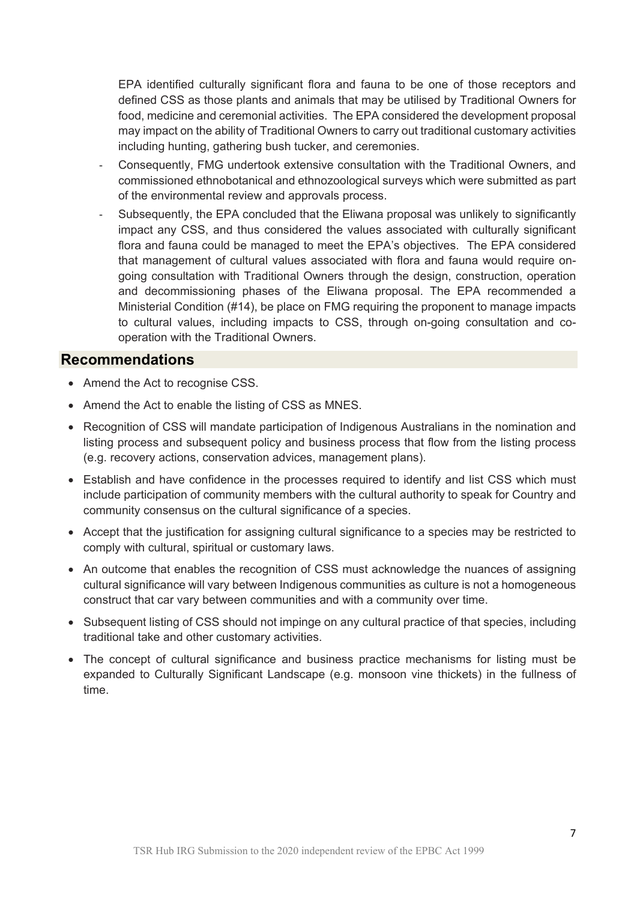EPA identified culturally significant flora and fauna to be one of those receptors and defined CSS as those plants and animals that may be utilised by Traditional Owners for food, medicine and ceremonial activities. The EPA considered the development proposal may impact on the ability of Traditional Owners to carry out traditional customary activities including hunting, gathering bush tucker, and ceremonies.

- Consequently, FMG undertook extensive consultation with the Traditional Owners, and commissioned ethnobotanical and ethnozoological surveys which were submitted as part of the environmental review and approvals process.
- Subsequently, the EPA concluded that the Eliwana proposal was unlikely to significantly impact any CSS, and thus considered the values associated with culturally significant flora and fauna could be managed to meet the EPA's objectives. The EPA considered that management of cultural values associated with flora and fauna would require on-going consultation with Traditional Owners through the design, construction, operation and decommissioning phases of the Eliwana proposal. The EPA recommended a Ministerial Condition (#14), be place on FMG requiring the proponent to manage impacts to cultural values, including impacts to CSS, through on-going consultation and co-operation with the Traditional Owners.

## Recommendations

- Amend the Act to recognise CSS.
- Amend the Act to enable the listing of CSS as MNES.
- Recognition of CSS will mandate participation of Indigenous Australians in the nomination and listing process and subsequent policy and business process that flow from the listing process (e.g. recovery actions, conservation advices, management plans).
- Establish and have confidence in the processes required to identify and list CSS which must include participation of community members with the cultural authority to speak for Country and community consensus on the cultural significance of a species.
- Accept that the justification for assigning cultural significance to a species may be restricted to comply with cultural, spiritual or customary laws.
- An outcome that enables the recognition of CSS must acknowledge the nuances of assigning cultural significance will vary between Indigenous communities as culture is not a homogeneous construct that car vary between communities and with a community over time.
- Subsequent listing of CSS should not impinge on any cultural practice of that species, including traditional take and other customary activities.
- The concept of cultural significance and business practice mechanisms for listing must be expanded to Culturally Significant Landscape (e.g. monsoon vine thickets) in the fullness of time.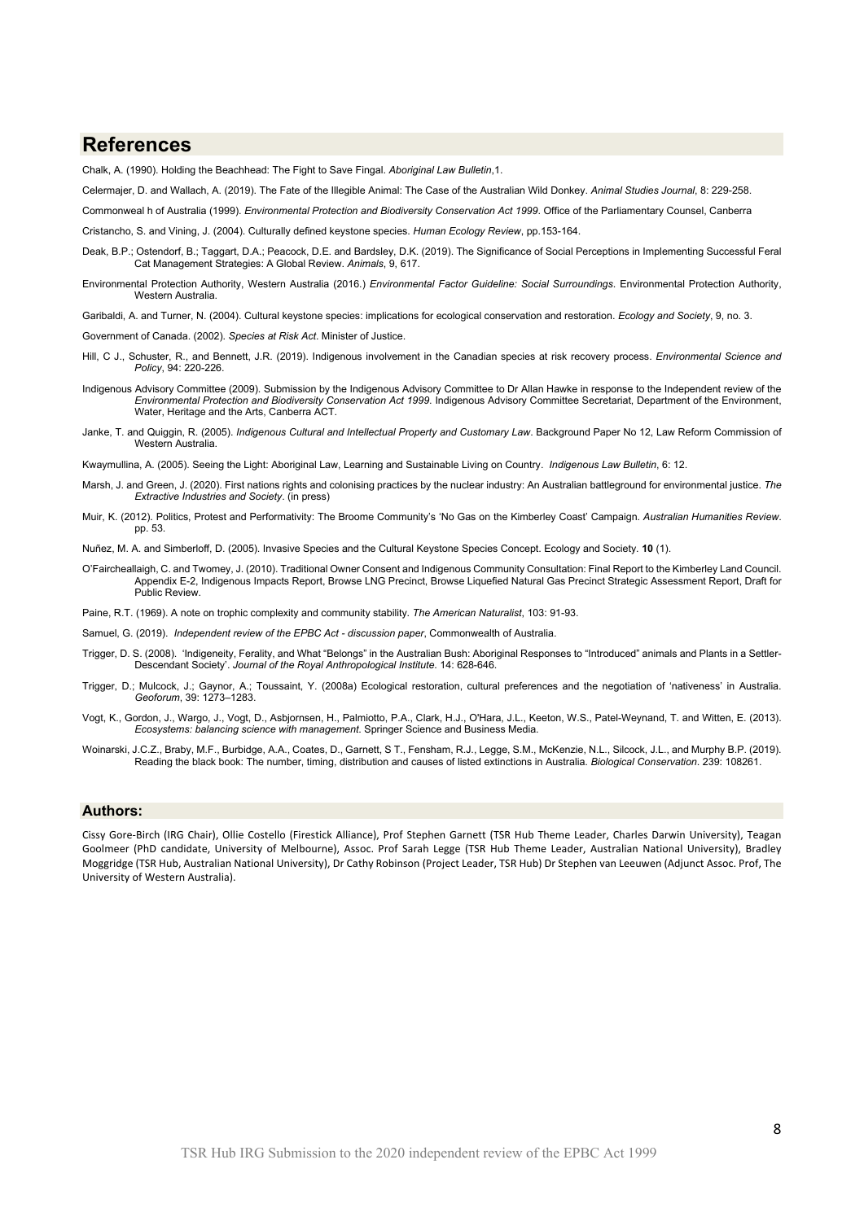## References

Chalk, A. (1990). Holding the Beachhead: The Fight to Save Fingal. *Aboriginal Law Bulletin*,1.

Celermajer, D. and Wallach, A. (2019). The Fate of the Illegible Animal: The Case of the Australian Wild Donkey. *Animal Studies Journal*, 8: 229-258.

Commonweal h of Australia (1999). *Environmental Protection and Biodiversity Conservation Act 1999*. Office of the Parliamentary Counsel, Canberra

Cristancho, S. and Vining, J. (2004). Culturally defined keystone species. *Human Ecology Review*, pp.153-164.

Deak, B.P.; Ostendorf, B.; Taggart, D.A.; Peacock, D.E. and Bardsley, D.K. (2019). The Significance of Social Perceptions in Implementing Successful Feral Cat Management Strategies: A Global Review. *Animals*, 9, 617.

Environmental Protection Authority, Western Australia (2016.) *Environmental Factor Guideline: Social Surroundings*. Environmental Protection Authority, Western Australia.

Garibaldi, A. and Turner, N. (2004). Cultural keystone species: implications for ecological conservation and restoration. *Ecology and Society*, 9, no. 3.

Government of Canada. (2002). *Species at Risk Act*. Minister of Justice.

Hill, C J., Schuster, R., and Bennett, J.R. (2019). Indigenous involvement in the Canadian species at risk recovery process. *Environmental Science and Policy*, 94: 220-226.

Indigenous Advisory Committee (2009). Submission by the Indigenous Advisory Committee to Dr Allan Hawke in response to the Independent review of the *Environmental Protection and Biodiversity Conservation Act 1999*. Indigenous Advisory Committee Secretariat, Department of the Environment, Water, Heritage and the Arts, Canberra ACT.

Janke, T. and Quiggin, R. (2005). *Indigenous Cultural and Intellectual Property and Customary Law*. Background Paper No 12, Law Reform Commission of Western Australia.

Kwaymullina, A. (2005). Seeing the Light: Aboriginal Law, Learning and Sustainable Living on Country. *Indigenous Law Bulletin*, 6: 12.

Marsh, J. and Green, J. (2020). First nations rights and colonising practices by the nuclear industry: An Australian battleground for environmental justice. *The Extractive Industries and Society*. (in press)

Muir, K. (2012). Politics, Protest and Performativity: The Broome Community's 'No Gas on the Kimberley Coast' Campaign. *Australian Humanities Review*. pp. 53.

Nuñez, M. A. and Simberloff, D. (2005). Invasive Species and the Cultural Keystone Species Concept. Ecology and Society. **10** (1).

O'Faircheallaigh, C. and Twomey, J. (2010). Traditional Owner Consent and Indigenous Community Consultation: Final Report to the Kimberley Land Council. Appendix E-2, Indigenous Impacts Report, Browse LNG Precinct, Browse Liquefied Natural Gas Precinct Strategic Assessment Report, Draft for Public Review.

Paine, R.T. (1969). A note on trophic complexity and community stability. *The American Naturalist*, 103: 91-93.

Samuel, G. (2019). *Independent review of the EPBC Act - discussion paper*, Commonwealth of Australia.

Trigger, D. S. (2008). 'Indigeneity, Ferality, and What "Belongs" in the Australian Bush: Aboriginal Responses to "Introduced" animals and Plants in a Settler-Descendant Society'. *Journal of the Royal Anthropological Institute*. 14: 628-646.

Trigger, D.; Mulcock, J.; Gaynor, A.; Toussaint, Y. (2008a) Ecological restoration, cultural preferences and the negotiation of 'nativeness' in Australia. *Geoforum*, 39: 1273–1283.

Vogt, K., Gordon, J., Wargo, J., Vogt, D., Asbjornsen, H., Palmiotto, P.A., Clark, H.J., O'Hara, J.L., Keeton, W.S., Patel-Weynand, T. and Witten, E. (2013). *Ecosystems: balancing science with management*. Springer Science and Business Media.

Woinarski, J.C.Z., Braby, M.F., Burbidge, A.A., Coates, D., Garnett, S T., Fensham, R.J., Legge, S.M., McKenzie, N.L., Silcock, J.L., and Murphy B.P. (2019). Reading the black book: The number, timing, distribution and causes of listed extinctions in Australia. *Biological Conservation*. 239: 108261.

### Authors:

Cissy Gore-Birch (IRG Chair), Ollie Costello (Firestick Alliance), Prof Stephen Garnett (TSR Hub Theme Leader, Charles Darwin University), Teagan Goolmeer (PhD candidate, University of Melbourne), Assoc. Prof Sarah Legge (TSR Hub Theme Leader, Australian National University), Bradley Moggridge (TSR Hub, Australian National University), Dr Cathy Robinson (Project Leader, TSR Hub) Dr Stephen van Leeuwen (Adjunct Assoc. Prof, The University of Western Australia).